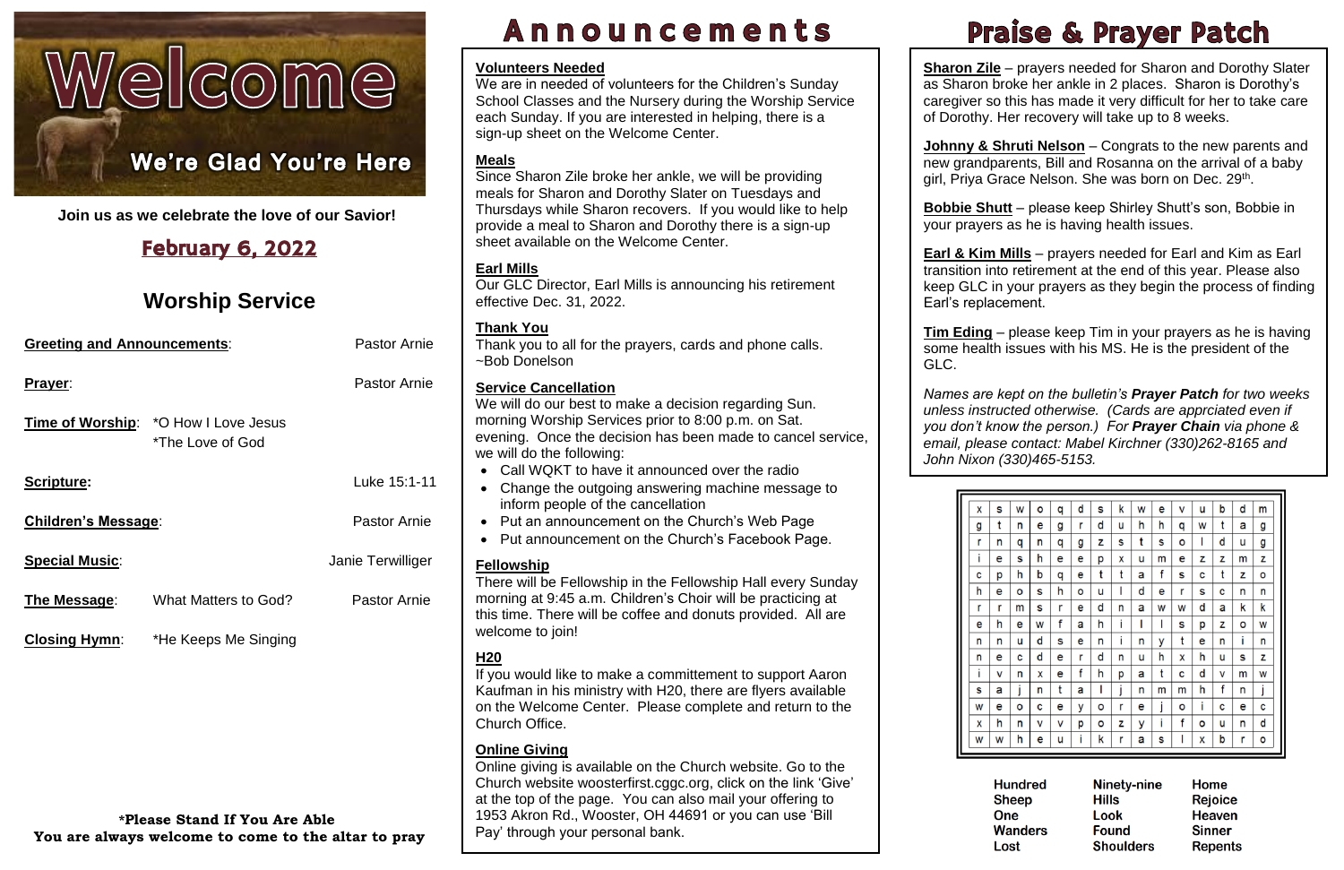# Welcome

**We're Glad You're Here**

**Join us as we celebrate the love of our Savior!**

## February 6, 2022

## Worship Service

| | | |
|---|---|---|
| **Greeting and Announcements**: | | Pastor Arnie |
| **Prayer**: | | Pastor Arnie |
| **Time of Worship**: | *O How I Love Jesus<br>*The Love of God | |
| **Scripture:** | | Luke 15:1-11 |
| **Children's Message**: | | Pastor Arnie |
| **Special Music**: | | Janie Terwilliger |
| **The Message**: | What Matters to God? | Pastor Arnie |
| **Closing Hymn**: | *He Keeps Me Singing | |

**\*Please Stand If You Are Able**
**You are always welcome to come to the altar to pray**

# Announcements

**Volunteers Needed**
We are in needed of volunteers for the Children's Sunday School Classes and the Nursery during the Worship Service each Sunday. If you are interested in helping, there is a sign-up sheet on the Welcome Center.

**Meals**
Since Sharon Zile broke her ankle, we will be providing meals for Sharon and Dorothy Slater on Tuesdays and Thursdays while Sharon recovers. If you would like to help provide a meal to Sharon and Dorothy there is a sign-up sheet available on the Welcome Center.

**Earl Mills**
Our GLC Director, Earl Mills is announcing his retirement effective Dec. 31, 2022.

**Thank You**
Thank you to all for the prayers, cards and phone calls. ~Bob Donelson

**Service Cancellation**
We will do our best to make a decision regarding Sun. morning Worship Services prior to 8:00 p.m. on Sat. evening. Once the decision has been made to cancel service, we will do the following:

- Call WQKT to have it announced over the radio
- Change the outgoing answering machine message to inform people of the cancellation
- Put an announcement on the Church's Web Page
- Put announcement on the Church's Facebook Page.

**Fellowship**
There will be Fellowship in the Fellowship Hall every Sunday morning at 9:45 a.m. Children's Choir will be practicing at this time. There will be coffee and donuts provided. All are welcome to join!

**H20**
If you would like to make a committement to support Aaron Kaufman in his ministry with H20, there are flyers available on the Welcome Center. Please complete and return to the Church Office.

**Online Giving**
Online giving is available on the Church website. Go to the Church website woosterfirst.cggc.org, click on the link 'Give' at the top of the page. You can also mail your offering to 1953 Akron Rd., Wooster, OH 44691 or you can use 'Bill Pay' through your personal bank.

# Praise & Prayer Patch

**Sharon Zile** – prayers needed for Sharon and Dorothy Slater as Sharon broke her ankle in 2 places. Sharon is Dorothy's caregiver so this has made it very difficult for her to take care of Dorothy. Her recovery will take up to 8 weeks.

**Johnny & Shruti Nelson** – Congrats to the new parents and new grandparents, Bill and Rosanna on the arrival of a baby girl, Priya Grace Nelson. She was born on Dec. 29th.

**Bobbie Shutt** – please keep Shirley Shutt's son, Bobbie in your prayers as he is having health issues.

**Earl & Kim Mills** – prayers needed for Earl and Kim as Earl transition into retirement at the end of this year. Please also keep GLC in your prayers as they begin the process of finding Earl's replacement.

**Tim Eding** – please keep Tim in your prayers as he is having some health issues with his MS. He is the president of the GLC.

*Names are kept on the bulletin's **Prayer Patch** for two weeks unless instructed otherwise. (Cards are apprciated even if you don't know the person.) For **Prayer Chain** via phone & email, please contact: Mabel Kirchner (330)262-8165 and John Nixon (330)465-5153.*

| | | | | | | | | | | | | | | | | |
|---|---|---|---|---|---|---|---|---|---|---|---|---|---|---|---|---|
| x | s | w | o | q | d | s | k | w | e | v | u | b | d | m |
| g | t | n | e | g | r | d | u | h | h | q | w | t | a | g |
| r | n | q | n | q | g | z | s | t | s | o | l | d | u | g |
| i | e | s | h | e | e | p | x | u | m | e | z | z | m | z |
| c | p | h | b | q | e | t | t | a | f | s | c | t | z | o |
| h | e | o | s | h | o | u | l | d | e | r | s | c | n | n |
| r | r | m | s | r | e | d | n | a | w | w | d | a | k | k |
| e | h | e | w | f | a | h | i | l | l | s | p | z | o | w |
| n | n | u | d | s | e | n | i | n | y | t | e | n | i | n |
| n | e | c | d | e | r | d | n | u | h | x | h | u | s | z |
| i | v | n | x | e | f | h | p | a | t | c | d | v | m | w |
| s | a | j | n | t | a | l | j | n | m | m | h | f | n | j |
| w | e | o | c | e | y | o | r | e | j | o | i | c | e | c |
| x | h | n | v | v | p | o | z | y | i | f | o | u | n | d |
| w | w | h | e | u | i | k | r | a | s | l | x | b | r | o |

| | | |
|---|---|---|
| Hundred | Ninety-nine | Home |
| Sheep | Hills | Rejoice |
| One | Look | Heaven |
| Wanders | Found | Sinner |
| Lost | Shoulders | Repents |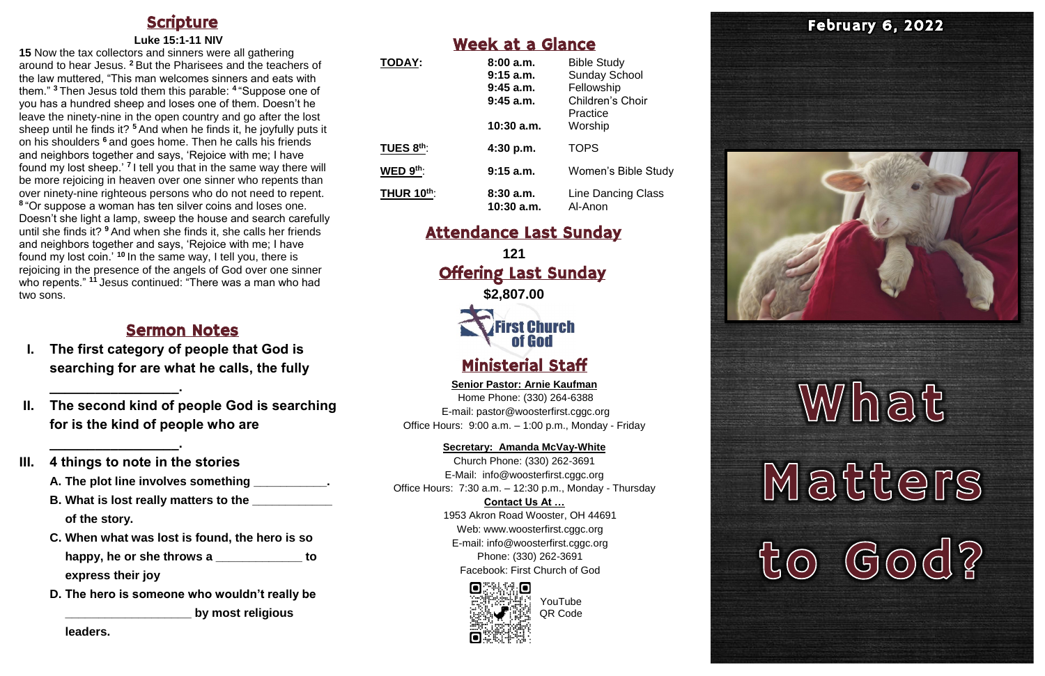## Scripture

**Luke 15:1-11 NIV**

**15** Now the tax collectors and sinners were all gathering around to hear Jesus. **2** But the Pharisees and the teachers of the law muttered, "This man welcomes sinners and eats with them." **3** Then Jesus told them this parable: **4** "Suppose one of you has a hundred sheep and loses one of them. Doesn't he leave the ninety-nine in the open country and go after the lost sheep until he finds it? **5** And when he finds it, he joyfully puts it on his shoulders **6** and goes home. Then he calls his friends and neighbors together and says, 'Rejoice with me; I have found my lost sheep.' **7** I tell you that in the same way there will be more rejoicing in heaven over one sinner who repents than over ninety-nine righteous persons who do not need to repent. **8** "Or suppose a woman has ten silver coins and loses one. Doesn't she light a lamp, sweep the house and search carefully until she finds it? **9** And when she finds it, she calls her friends and neighbors together and says, 'Rejoice with me; I have found my lost coin.' **10** In the same way, I tell you, there is rejoicing in the presence of the angels of God over one sinner who repents." **11** Jesus continued: "There was a man who had two sons.

## Sermon Notes

**I. The first category of people that God is searching for are what he calls, the fully _________________.**

**II. The second kind of people God is searching for is the kind of people who are _________________.**

**III. 4 things to note in the stories**

**A. The plot line involves something ___________.**

**B. What is lost really matters to the ____________ of the story.**

**C. When what was lost is found, the hero is so happy, he or she throws a _____________ to express their joy**

**D. The hero is someone who wouldn't really be ___________________ by most religious leaders.**

## Week at a Glance

| | | |
|---|---|---|
| **TODAY:** | **8:00 a.m.** | Bible Study |
| | **9:15 a.m.** | Sunday School |
| | **9:45 a.m.** | Fellowship |
| | **9:45 a.m.** | Children's Choir Practice |
| | **10:30 a.m.** | Worship |
| **TUES 8th:** | **4:30 p.m.** | TOPS |
| **WED 9th:** | **9:15 a.m.** | Women's Bible Study |
| **THUR 10th:** | **8:30 a.m.** | Line Dancing Class |
| | **10:30 a.m.** | Al-Anon |

## Attendance Last Sunday

**121**

## Offering Last Sunday

**$2,807.00**

First Church of God

## Ministerial Staff

**Senior Pastor: Arnie Kaufman**
Home Phone: (330) 264-6388
E-mail: pastor@woosterfirst.cggc.org
Office Hours: 9:00 a.m. – 1:00 p.m., Monday - Friday

**Secretary: Amanda McVay-White**
Church Phone: (330) 262-3691
E-Mail: info@woosterfirst.cggc.org
Office Hours: 7:30 a.m. – 12:30 p.m., Monday - Thursday

**Contact Us At …**
1953 Akron Road Wooster, OH 44691
Web: www.woosterfirst.cggc.org
E-mail: info@woosterfirst.cggc.org
Phone: (330) 262-3691
Facebook: First Church of God

YouTube QR Code

**February 6, 2022**

# What Matters to God?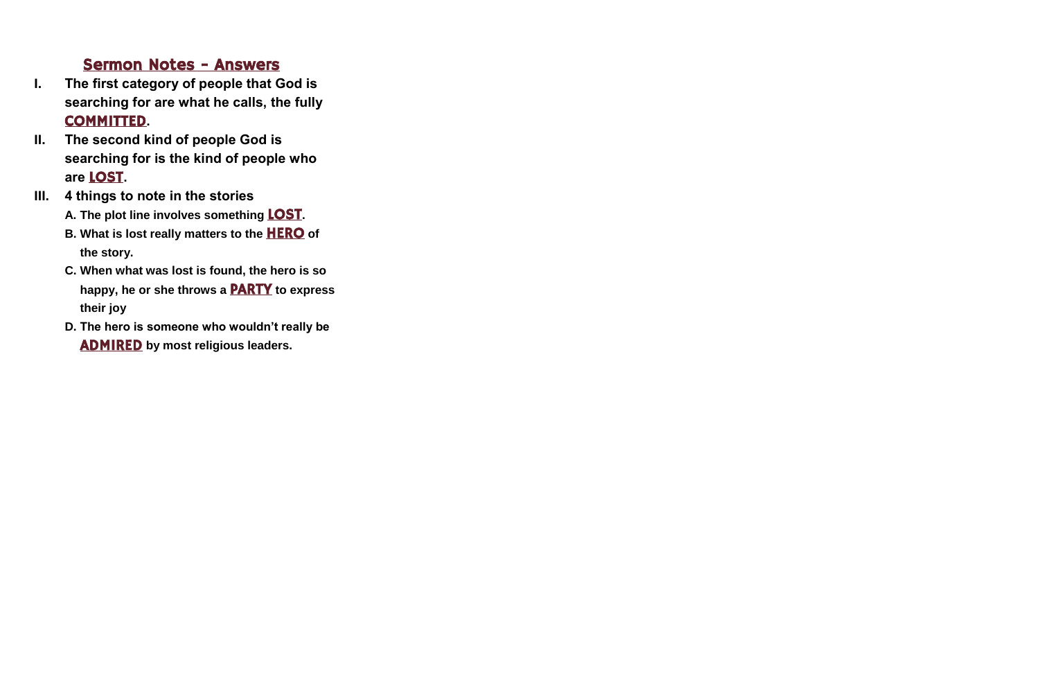## Sermon Notes – Answers

I. **The first category of people that God is searching for are what he calls, the fully COMMITTED.**

II. **The second kind of people God is searching for is the kind of people who are LOST.**

III. **4 things to note in the stories**

   A. **The plot line involves something LOST.**

   B. **What is lost really matters to the HERO of the story.**

   C. **When what was lost is found, the hero is so happy, he or she throws a PARTY to express their joy**

   D. **The hero is someone who wouldn't really be ADMIRED by most religious leaders.**